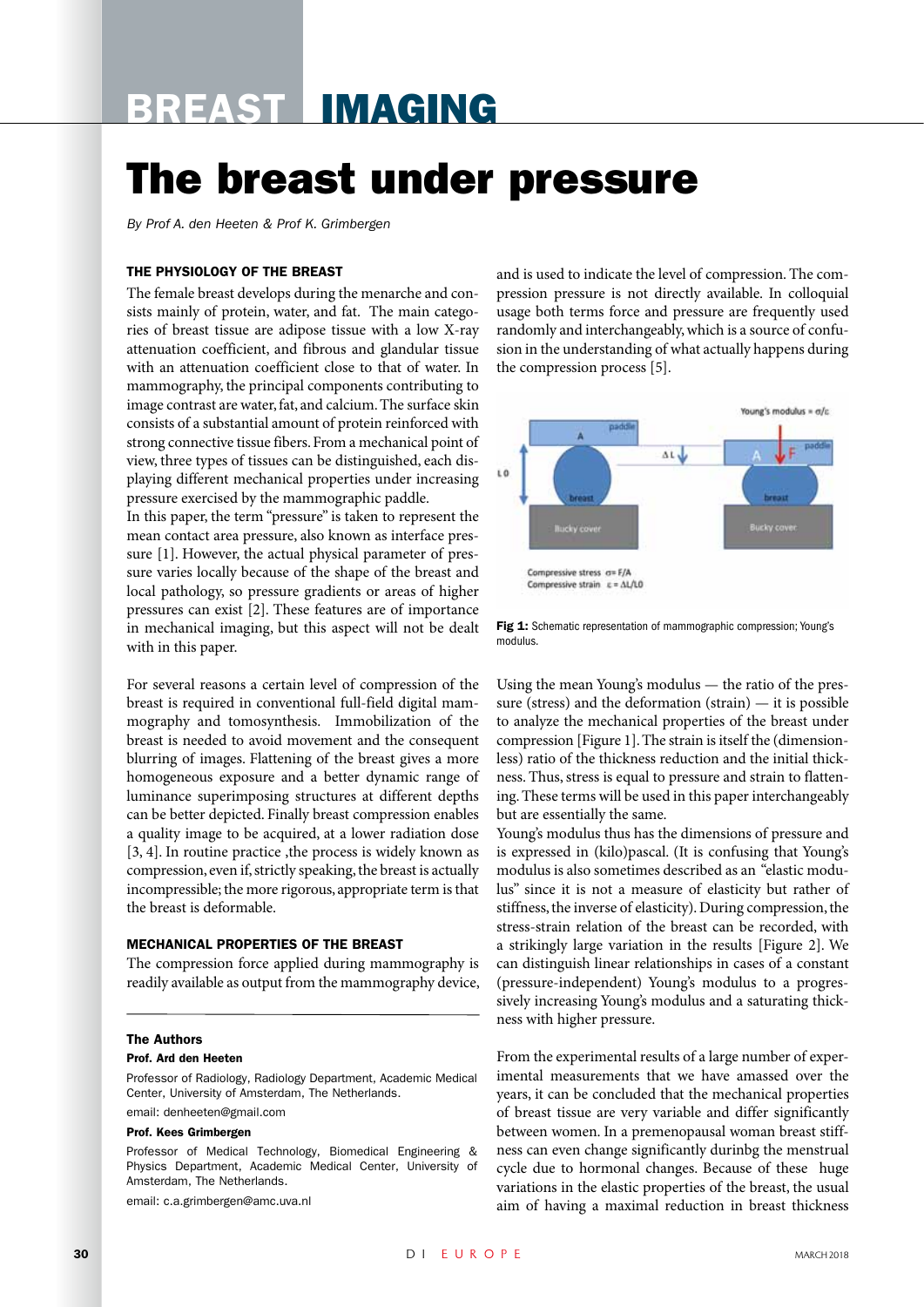# BREAST IMAGING

# The breast under pressure

*By Prof A. den Heeten & Prof K. Grimbergen*

## THE PHYSIOLOGY OF THE BREAST

The female breast develops during the menarche and consists mainly of protein, water, and fat. The main categories of breast tissue are adipose tissue with a low X-ray attenuation coefficient, and fibrous and glandular tissue with an attenuation coefficient close to that of water. In mammography, the principal components contributing to image contrast are water, fat, and calcium. The surface skin consists of a substantial amount of protein reinforced with strong connective tissue fibers. From a mechanical point of view, three types of tissues can be distinguished, each displaying different mechanical properties under increasing pressure exercised by the mammographic paddle.

In this paper, the term "pressure" is taken to represent the mean contact area pressure, also known as interface pressure [1]. However, the actual physical parameter of pressure varies locally because of the shape of the breast and local pathology, so pressure gradients or areas of higher pressures can exist [2]. These features are of importance in mechanical imaging, but this aspect will not be dealt with in this paper.

For several reasons a certain level of compression of the breast is required in conventional full-field digital mammography and tomosynthesis. Immobilization of the breast is needed to avoid movement and the consequent blurring of images. Flattening of the breast gives a more homogeneous exposure and a better dynamic range of luminance superimposing structures at different depths can be better depicted. Finally breast compression enables a quality image to be acquired, at a lower radiation dose [3, 4]. In routine practice ,the process is widely known as compression, even if, strictly speaking, the breast is actually incompressible; the more rigorous, appropriate term is that the breast is deformable.

## MECHANICAL PROPERTIES OF THE BREAST

The compression force applied during mammography is readily available as output from the mammography device, and is used to indicate the level of compression. The compression pressure is not directly available. In colloquial usage both terms force and pressure are frequently used randomly and interchangeably, which is a source of confusion in the understanding of what actually happens during the compression process [5].

**Fig 1:** Schematic representation of mammographic compression; Young's modulus.

Using the mean Young's modulus — the ratio of the pressure (stress) and the deformation (strain) — it is possible to analyze the mechanical properties of the breast under compression [Figure 1]. The strain is itself the (dimensionless) ratio of the thickness reduction and the initial thickness. Thus, stress is equal to pressure and strain to flattening. These terms will be used in this paper interchangeably but are essentially the same.

Young's modulus thus has the dimensions of pressure and is expressed in (kilo)pascal. (It is confusing that Young's modulus is also sometimes described as an "elastic modulus" since it is not a measure of elasticity but rather of stiffness, the inverse of elasticity). During compression, the stress-strain relation of the breast can be recorded, with a strikingly large variation in the results [Figure 2]. We can distinguish linear relationships in cases of a constant (pressure-independent) Young's modulus to a progressively increasing Young's modulus and a saturating thickness with higher pressure.

From the experimental results of a large number of experimental measurements that we have amassed over the years, it can be concluded that the mechanical properties of breast tissue are very variable and differ significantly between women. In a premenopausal woman breast stiffness can even change significantly durinbg the menstrual cycle due to hormonal changes. Because of these huge variations in the elastic properties of the breast, the usual aim of having a maximal reduction in breast thickness

---

**The Authors**

**Prof. Ard den Heeten**

Professor of Radiology, Radiology Department, Academic Medical Center, University of Amsterdam, The Netherlands.

email: denheeten@gmail.com

**Prof. Kees Grimbergen**

Professor of Medical Technology, Biomedical Engineering & Physics Department, Academic Medical Center, University of Amsterdam, The Netherlands.

email: c.a.grimbergen@amc.uva.nl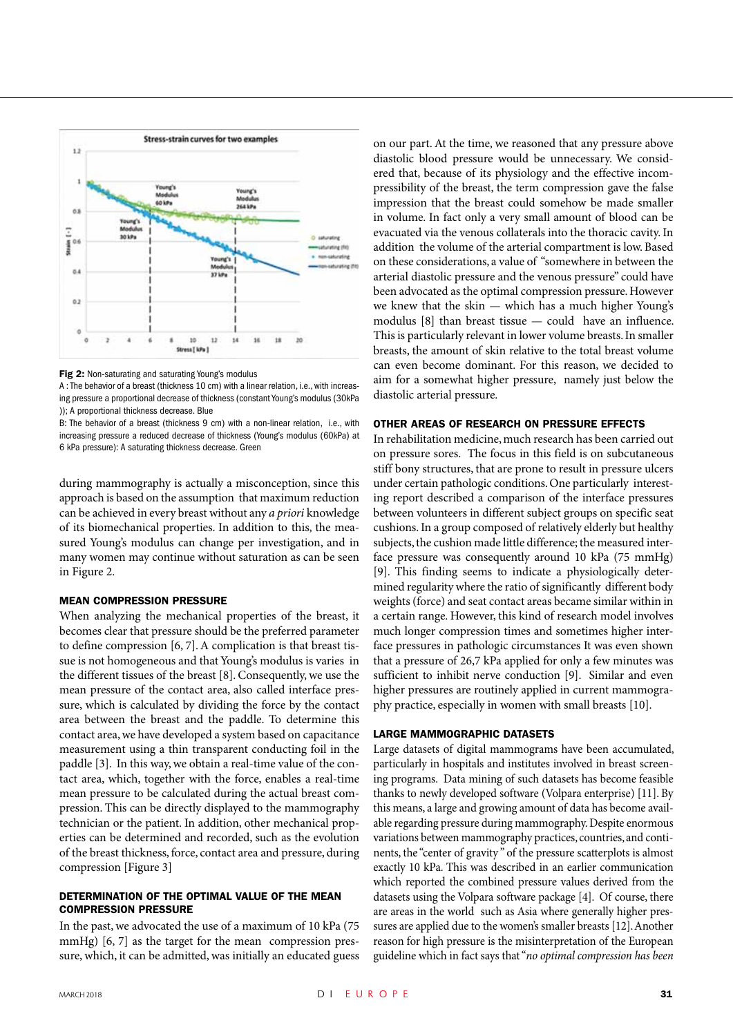**Fig 2:** Non-saturating and saturating Young's modulus

A : The behavior of a breast (thickness 10 cm) with a linear relation, i.e., with increasing pressure a proportional decrease of thickness (constant Young's modulus (30kPa )); A proportional thickness decrease. Blue

B: The behavior of a breast (thickness 9 cm) with a non-linear relation, i.e., with increasing pressure a reduced decrease of thickness (Young's modulus (60kPa) at 6 kPa pressure): A saturating thickness decrease. Green

during mammography is actually a misconception, since this approach is based on the assumption that maximum reduction can be achieved in every breast without any *a priori* knowledge of its biomechanical properties. In addition to this, the measured Young's modulus can change per investigation, and in many women may continue without saturation as can be seen in Figure 2.

## MEAN COMPRESSION PRESSURE

When analyzing the mechanical properties of the breast, it becomes clear that pressure should be the preferred parameter to define compression [6, 7]. A complication is that breast tissue is not homogeneous and that Young's modulus is varies in the different tissues of the breast [8]. Consequently, we use the mean pressure of the contact area, also called interface pressure, which is calculated by dividing the force by the contact area between the breast and the paddle. To determine this contact area, we have developed a system based on capacitance measurement using a thin transparent conducting foil in the paddle [3]. In this way, we obtain a real-time value of the contact area, which, together with the force, enables a real-time mean pressure to be calculated during the actual breast compression. This can be directly displayed to the mammography technician or the patient. In addition, other mechanical properties can be determined and recorded, such as the evolution of the breast thickness, force, contact area and pressure, during compression [Figure 3]

## DETERMINATION OF THE OPTIMAL VALUE OF THE MEAN COMPRESSION PRESSURE

In the past, we advocated the use of a maximum of 10 kPa (75 mmHg) [6, 7] as the target for the mean compression pressure, which, it can be admitted, was initially an educated guess on our part. At the time, we reasoned that any pressure above diastolic blood pressure would be unnecessary. We considered that, because of its physiology and the effective incompressibility of the breast, the term compression gave the false impression that the breast could somehow be made smaller in volume. In fact only a very small amount of blood can be evacuated via the venous collaterals into the thoracic cavity. In addition the volume of the arterial compartment is low. Based on these considerations, a value of "somewhere in between the arterial diastolic pressure and the venous pressure" could have been advocated as the optimal compression pressure. However we knew that the skin — which has a much higher Young's modulus [8] than breast tissue — could have an influence. This is particularly relevant in lower volume breasts. In smaller breasts, the amount of skin relative to the total breast volume can even become dominant. For this reason, we decided to aim for a somewhat higher pressure, namely just below the diastolic arterial pressure.

## OTHER AREAS OF RESEARCH ON PRESSURE EFFECTS

In rehabilitation medicine, much research has been carried out on pressure sores. The focus in this field is on subcutaneous stiff bony structures, that are prone to result in pressure ulcers under certain pathologic conditions. One particularly interesting report described a comparison of the interface pressures between volunteers in different subject groups on specific seat cushions. In a group composed of relatively elderly but healthy subjects, the cushion made little difference; the measured interface pressure was consequently around 10 kPa (75 mmHg) [9]. This finding seems to indicate a physiologically determined regularity where the ratio of significantly different body weights (force) and seat contact areas became similar within in a certain range. However, this kind of research model involves much longer compression times and sometimes higher interface pressures in pathologic circumstances It was even shown that a pressure of 26,7 kPa applied for only a few minutes was sufficient to inhibit nerve conduction [9]. Similar and even higher pressures are routinely applied in current mammography practice, especially in women with small breasts [10].

## LARGE MAMMOGRAPHIC DATASETS

Large datasets of digital mammograms have been accumulated, particularly in hospitals and institutes involved in breast screening programs. Data mining of such datasets has become feasible thanks to newly developed software (Volpara enterprise) [11]. By this means, a large and growing amount of data has become available regarding pressure during mammography. Despite enormous variations between mammography practices, countries, and continents, the "center of gravity" of the pressure scatterplots is almost exactly 10 kPa. This was described in an earlier communication which reported the combined pressure values derived from the datasets using the Volpara software package [4]. Of course, there are areas in the world such as Asia where generally higher pressures are applied due to the women's smaller breasts [12]. Another reason for high pressure is the misinterpretation of the European guideline which in fact says that "*no optimal compression has been*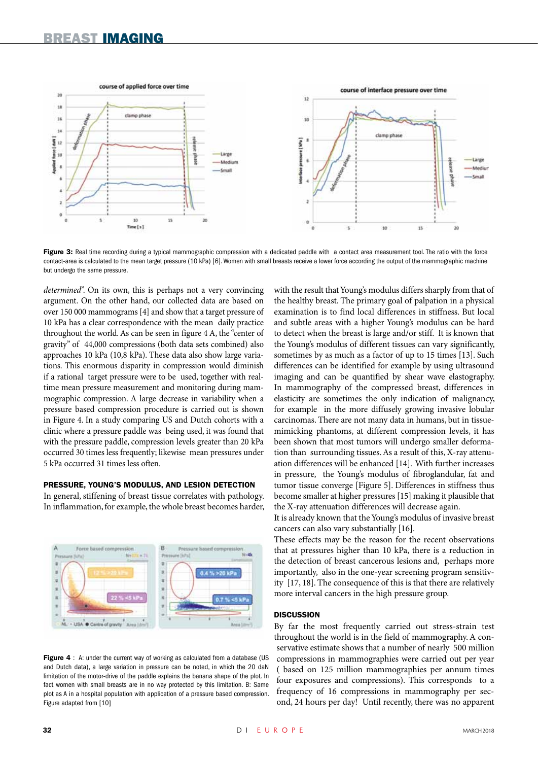**Figure 3:** Real time recording during a typical mammographic compression with a dedicated paddle with a contact area measurement tool. The ratio with the force contact-area is calculated to the mean target pressure (10 kPa) [6]. Women with small breasts receive a lower force according the output of the mammographic machine but undergo the same pressure.

*determined*". On its own, this is perhaps not a very convincing argument. On the other hand, our collected data are based on over 150 000 mammograms [4] and show that a target pressure of 10 kPa has a clear correspondence with the mean daily practice throughout the world. As can be seen in figure 4 A, the "center of gravity" of 44,000 compressions (both data sets combined) also approaches 10 kPa (10,8 kPa). These data also show large variations. This enormous disparity in compression would diminish if a rational target pressure were to be used, together with real-time mean pressure measurement and monitoring during mammographic compression. A large decrease in variability when a pressure based compression procedure is carried out is shown in Figure 4. In a study comparing US and Dutch cohorts with a clinic where a pressure paddle was being used, it was found that with the pressure paddle, compression levels greater than 20 kPa occurred 30 times less frequently; likewise mean pressures under 5 kPa occurred 31 times less often.

### PRESSURE, YOUNG'S MODULUS, AND LESION DETECTION

In general, stiffening of breast tissue correlates with pathology. In inflammation, for example, the whole breast becomes harder, with the result that Young's modulus differs sharply from that of the healthy breast. The primary goal of palpation in a physical examination is to find local differences in stiffness. But local and subtle areas with a higher Young's modulus can be hard to detect when the breast is large and/or stiff. It is known that the Young's modulus of different tissues can vary significantly, sometimes by as much as a factor of up to 15 times [13]. Such differences can be identified for example by using ultrasound imaging and can be quantified by shear wave elastography. In mammography of the compressed breast, differences in elasticity are sometimes the only indication of malignancy, for example in the more diffusely growing invasive lobular carcinomas. There are not many data in humans, but in tissue-mimicking phantoms, at different compression levels, it has been shown that most tumors will undergo smaller deformation than surrounding tissues. As a result of this, X-ray attenuation differences will be enhanced [14]. With further increases in pressure, the Young's modulus of fibroglandular, fat and tumor tissue converge [Figure 5]. Differences in stiffness thus become smaller at higher pressures [15] making it plausible that the X-ray attenuation differences will decrease again.

It is already known that the Young's modulus of invasive breast cancers can also vary substantially [16].

These effects may be the reason for the recent observations that at pressures higher than 10 kPa, there is a reduction in the detection of breast cancerous lesions and, perhaps more importantly, also in the one-year screening program sensitivity [17, 18]. The consequence of this is that there are relatively more interval cancers in the high pressure group.

**Figure 4** : A: under the current way of working as calculated from a database (US and Dutch data), a large variation in pressure can be noted, in which the 20 daN limitation of the motor-drive of the paddle explains the banana shape of the plot. In fact women with small breasts are in no way protected by this limitation. B: Same plot as A in a hospital population with application of a pressure based compression. Figure adapted from [10]

### DISCUSSION

By far the most frequently carried out stress-strain test throughout the world is in the field of mammography. A conservative estimate shows that a number of nearly 500 million compressions in mammographies were carried out per year ( based on 125 million mammographies per annum times four exposures and compressions). This corresponds to a frequency of 16 compressions in mammography per second, 24 hours per day! Until recently, there was no apparent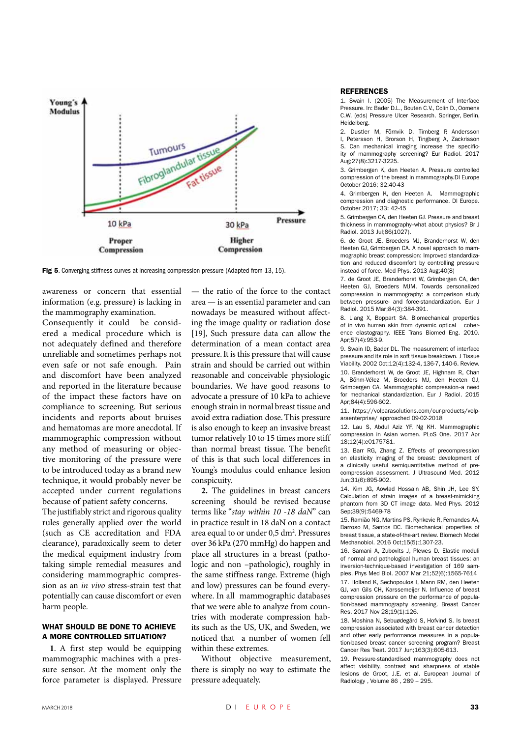Young's Modulus

Tumours

Fibroglandular tissue

Fat tissue

10 kPa

30 kPa

Pressure

Proper Compression

Higher Compression

**Fig 5**. Converging stiffness curves at increasing compression pressure (Adapted from 13, 15).

awareness or concern that essential information (e.g. pressure) is lacking in the mammography examination.

Consequently it could be considered a medical procedure which is not adequately defined and therefore unreliable and sometimes perhaps not even safe or not safe enough. Pain and discomfort have been analyzed and reported in the literature because of the impact these factors have on compliance to screening. But serious incidents and reports about bruises and hematomas are more anecdotal. If mammographic compression without any method of measuring or objective monitoring of the pressure were to be introduced today as a brand new technique, it would probably never be accepted under current regulations because of patient safety concerns.

The justifiably strict and rigorous quality rules generally applied over the world (such as CE accreditation and FDA clearance), paradoxically seem to deter the medical equipment industry from taking simple remedial measures and considering mammographic compression as an *in vivo* stress-strain test that potentially can cause discomfort or even harm people.

## WHAT SHOULD BE DONE TO ACHIEVE A MORE CONTROLLED SITUATION?

**1**. A first step would be equipping mammographic machines with a pressure sensor. At the moment only the force parameter is displayed. Pressure — the ratio of the force to the contact area — is an essential parameter and can nowadays be measured without affecting the image quality or radiation dose [19], Such pressure data can allow the determination of a mean contact area pressure. It is this pressure that will cause strain and should be carried out within reasonable and conceivable physiologic boundaries. We have good reasons to advocate a pressure of 10 kPa to achieve enough strain in normal breast tissue and avoid extra radiation dose. This pressure is also enough to keep an invasive breast tumor relatively 10 to 15 times more stiff than normal breast tissue. The benefit of this is that such local differences in Young's modulus could enhance lesion conspicuity.

**2.** The guidelines in breast cancers screening should be revised because terms like "*stay within 10 -18 daN*" can in practice result in 18 daN on a contact area equal to or under 0,5 dm$^2$. Pressures over 36 kPa (270 mmHg) do happen and place all structures in a breast (pathologic and non –pathologic), roughly in the same stiffness range. Extreme (high and low) pressures can be found everywhere. In all mammographic databases that we were able to analyze from countries with moderate compression habits such as the US, UK, and Sweden, we noticed that a number of women fell within these extremes.

Without objective measurement, there is simply no way to estimate the pressure adequately.

## REFERENCES

1. Swain I. (2005) The Measurement of Interface Pressure. In: Bader D.L., Bouten C.V., Colin D., Oomens C.W. (eds) Pressure Ulcer Research. Springer, Berlin, Heidelberg.
2. Dustler M, Förnvik D, Timberg P, Andersson I, Petersson H, Brorson H, Tingberg A, Zackrisson S. Can mechanical imaging increase the specificity of mammography screening? Eur Radiol. 2017 Aug;27(8):3217-3225.
3. Grimbergen K, den Heeten A. Pressure controlled compression of the breast in mammography.DI Europe October 2016; 32:40-43
4. Grimbergen K, den Heeten A. Mammographic compression and diagnostic performance. DI Europe. October 2017; 33: 42-45
5. Grimbergen CA, den Heeten GJ. Pressure and breast thickness in mammography-what about physics? Br J Radiol. 2013 Jul;86(1027).
6. de Groot JE, Broeders MJ, Branderhorst W, den Heeten GJ, Grimbergen CA. A novel approach to mammographic breast compression: Improved standardization and reduced discomfort by controlling breast pressure instead of force. Med Phys. 2013 Aug;40(8)
7. de Groot JE, Branderhorst W, Grimbergen CA, den Heeten GJ, Broeders MJM. Towards personalized compression in mammography: a comparison study between pressure- and force-standardization. Eur J Radiol. 2015 Mar;84(3):384-391.
8. Liang X, Boppart SA. Biomechanical properties of in vivo human skin from dynamic optical coherence elastography. IEEE Trans Biomed Eng. 2010. Apr;57(4):953-9.
9. Swain ID, Bader DL. The measurement of interface pressure and its role in soft tissue breakdown. J Tissue Viability. 2002 Oct;12(4):132-4, 136-7, 140-6. Review.
10. Branderhorst W, de Groot JE, Highnam R, Chan A, Böhm-Vélez M, Broeders MJ, den Heeten GJ, Grimbergen CA. Mammographic compression–a need for mechanical standardization. Eur J Radiol. 2015 Apr;84(4):596-602.
11. https://volparasolutions.com/our-products/volparaenterprise/ approached 09-02-2018
12. Lau S, Abdul Aziz YF, Ng KH. Mammographic compression in Asian women. PLoS One. 2017 Apr 18;12(4):e0175781.
13. Barr RG, Zhang Z. Effects of precompression on elasticity imaging of the breast: development of a clinically useful semiquantitative method of precompression assessment. J Ultrasound Med. 2012 Jun;31(6):895-902.
14. Kim JG, Aowlad Hossain AB, Shin JH, Lee SY. Calculation of strain images of a breast-mimicking phantom from 3D CT image data. Med Phys. 2012 Sep;39(9):5469-78
15. Ramião NG, Martins PS, Rynkevic R, Fernandes AA, Barroso M, Santos DC. Biomechanical properties of breast tissue, a state-of-the-art review. Biomech Model Mechanobiol. 2016 Oct;15(5):1307-23.
16. Samani A, Zubovits J, Plewes D. Elastic moduli of normal and pathological human breast tissues: an inversion-technique-based investigation of 169 samples. Phys Med Biol. 2007 Mar 21;52(6):1565-7614
17. Holland K, Sechopoulos I, Mann RM, den Heeten GJ, van Gils CH, Karssemeijer N. Influence of breast compression pressure on the performance of population-based mammography screening. Breast Cancer Res. 2017 Nov 28;19(1):126.
18. Moshina N, Sebuødegård S, Hofvind S. Is breast compression associated with breast cancer detection and other early performance measures in a population-based breast cancer screening program? Breast Cancer Res Treat. 2017 Jun;163(3):605-613.
19. Pressure-standardised mammography does not affect visibility, contrast and sharpness of stable lesions de Groot, J.E. et al. European Journal of Radiology , Volume 86 , 289 – 295.